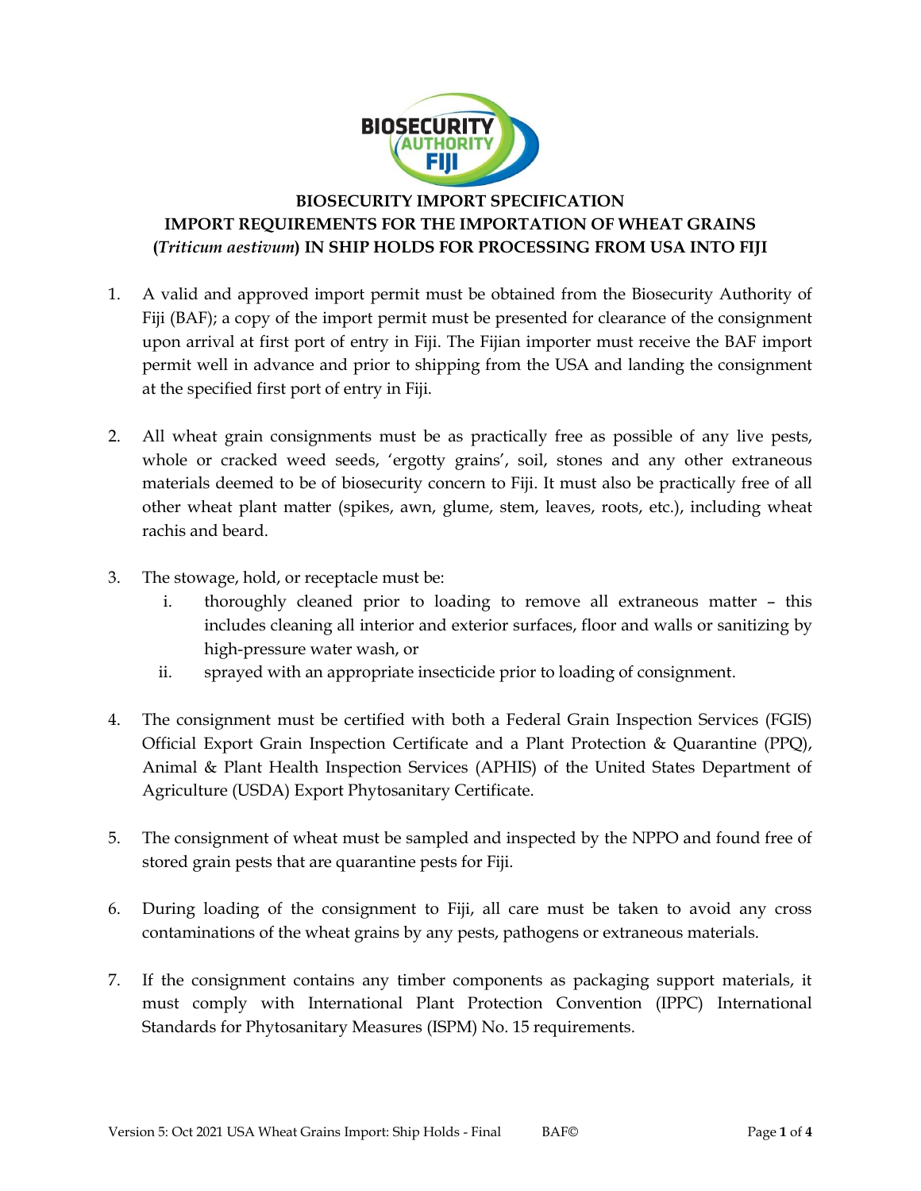# BIOSECURITY IMPORT SPECIFICATION

## IMPORT REQUIREMENTS FOR THE IMPORTATION OF WHEAT GRAINS (*Triticum aestivum*) IN SHIP HOLDS FOR PROCESSING FROM USA INTO FIJI

1. A valid and approved import permit must be obtained from the Biosecurity Authority of Fiji (BAF); a copy of the import permit must be presented for clearance of the consignment upon arrival at first port of entry in Fiji. The Fijian importer must receive the BAF import permit well in advance and prior to shipping from the USA and landing the consignment at the specified first port of entry in Fiji.

2. All wheat grain consignments must be as practically free as possible of any live pests, whole or cracked weed seeds, 'ergotty grains', soil, stones and any other extraneous materials deemed to be of biosecurity concern to Fiji. It must also be practically free of all other wheat plant matter (spikes, awn, glume, stem, leaves, roots, etc.), including wheat rachis and beard.

3. The stowage, hold, or receptacle must be:
   i. thoroughly cleaned prior to loading to remove all extraneous matter – this includes cleaning all interior and exterior surfaces, floor and walls or sanitizing by high-pressure water wash, or
   ii. sprayed with an appropriate insecticide prior to loading of consignment.

4. The consignment must be certified with both a Federal Grain Inspection Services (FGIS) Official Export Grain Inspection Certificate and a Plant Protection & Quarantine (PPQ), Animal & Plant Health Inspection Services (APHIS) of the United States Department of Agriculture (USDA) Export Phytosanitary Certificate.

5. The consignment of wheat must be sampled and inspected by the NPPO and found free of stored grain pests that are quarantine pests for Fiji.

6. During loading of the consignment to Fiji, all care must be taken to avoid any cross contaminations of the wheat grains by any pests, pathogens or extraneous materials.

7. If the consignment contains any timber components as packaging support materials, it must comply with International Plant Protection Convention (IPPC) International Standards for Phytosanitary Measures (ISPM) No. 15 requirements.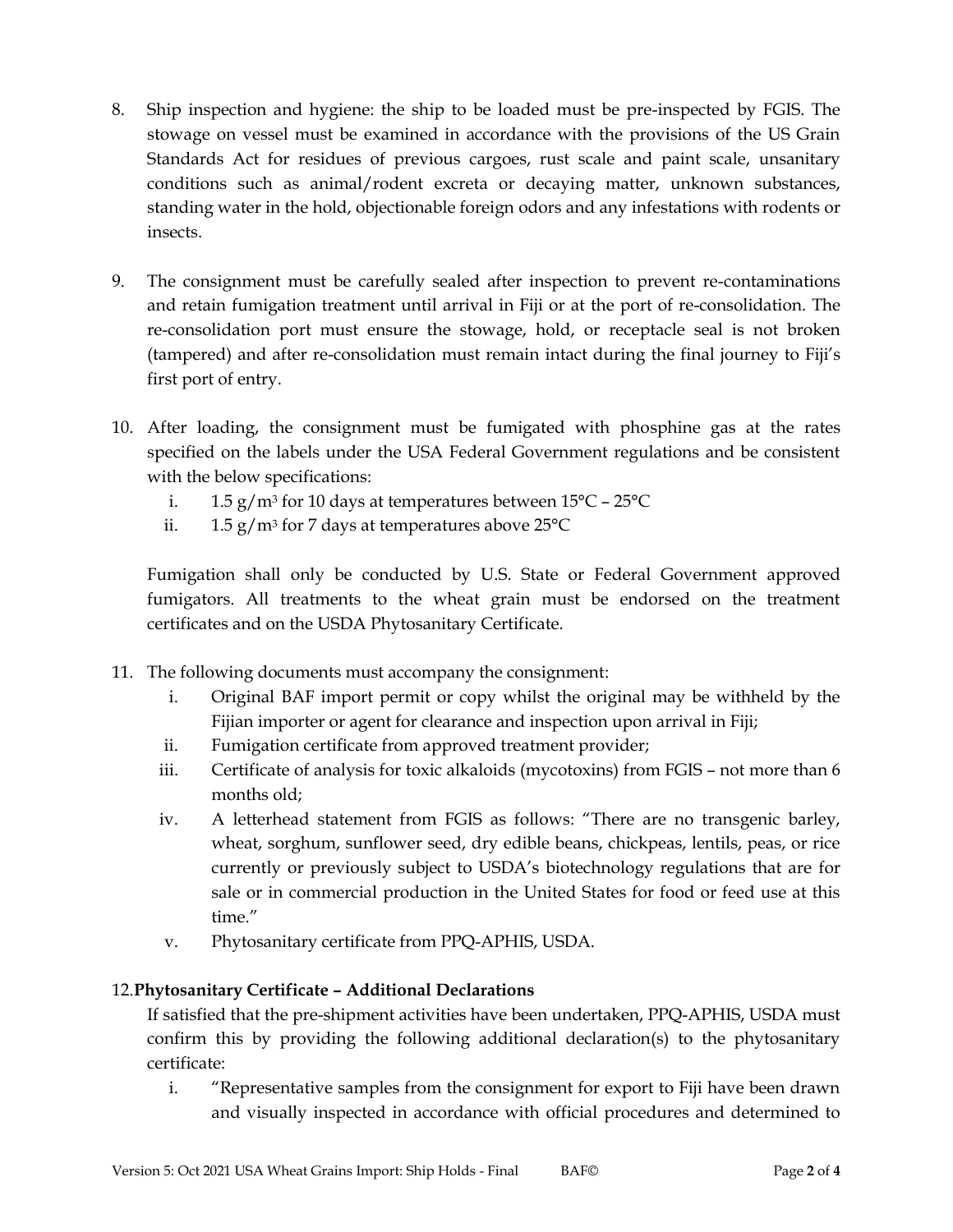8. Ship inspection and hygiene: the ship to be loaded must be pre-inspected by FGIS. The stowage on vessel must be examined in accordance with the provisions of the US Grain Standards Act for residues of previous cargoes, rust scale and paint scale, unsanitary conditions such as animal/rodent excreta or decaying matter, unknown substances, standing water in the hold, objectionable foreign odors and any infestations with rodents or insects.

9. The consignment must be carefully sealed after inspection to prevent re-contaminations and retain fumigation treatment until arrival in Fiji or at the port of re-consolidation. The re-consolidation port must ensure the stowage, hold, or receptacle seal is not broken (tampered) and after re-consolidation must remain intact during the final journey to Fiji's first port of entry.

10. After loading, the consignment must be fumigated with phosphine gas at the rates specified on the labels under the USA Federal Government regulations and be consistent with the below specifications:
    i. 1.5 $g/m^3$ for 10 days at temperatures between 15°C – 25°C
    ii. 1.5 $g/m^3$ for 7 days at temperatures above 25°C

    Fumigation shall only be conducted by U.S. State or Federal Government approved fumigators. All treatments to the wheat grain must be endorsed on the treatment certificates and on the USDA Phytosanitary Certificate.

11. The following documents must accompany the consignment:
    i. Original BAF import permit or copy whilst the original may be withheld by the Fijian importer or agent for clearance and inspection upon arrival in Fiji;
    ii. Fumigation certificate from approved treatment provider;
    iii. Certificate of analysis for toxic alkaloids (mycotoxins) from FGIS – not more than 6 months old;
    iv. A letterhead statement from FGIS as follows: "There are no transgenic barley, wheat, sorghum, sunflower seed, dry edible beans, chickpeas, lentils, peas, or rice currently or previously subject to USDA's biotechnology regulations that are for sale or in commercial production in the United States for food or feed use at this time."
    v. Phytosanitary certificate from PPQ-APHIS, USDA.

12. **Phytosanitary Certificate – Additional Declarations**

    If satisfied that the pre-shipment activities have been undertaken, PPQ-APHIS, USDA must confirm this by providing the following additional declaration(s) to the phytosanitary certificate:
    i. "Representative samples from the consignment for export to Fiji have been drawn and visually inspected in accordance with official procedures and determined to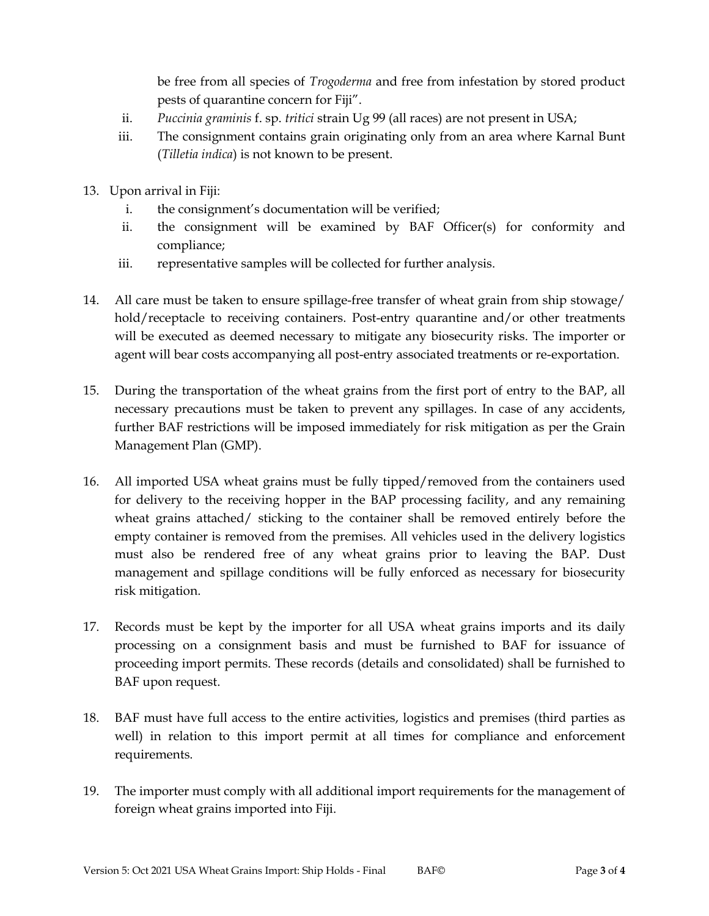be free from all species of *Trogoderma* and free from infestation by stored product pests of quarantine concern for Fiji".

ii. *Puccinia graminis* f. sp. *tritici* strain Ug 99 (all races) are not present in USA;

iii. The consignment contains grain originating only from an area where Karnal Bunt (*Tilletia indica*) is not known to be present.

13. Upon arrival in Fiji:
    i. the consignment's documentation will be verified;
    ii. the consignment will be examined by BAF Officer(s) for conformity and compliance;
    iii. representative samples will be collected for further analysis.

14. All care must be taken to ensure spillage-free transfer of wheat grain from ship stowage/ hold/receptacle to receiving containers. Post-entry quarantine and/or other treatments will be executed as deemed necessary to mitigate any biosecurity risks. The importer or agent will bear costs accompanying all post-entry associated treatments or re-exportation.

15. During the transportation of the wheat grains from the first port of entry to the BAP, all necessary precautions must be taken to prevent any spillages. In case of any accidents, further BAF restrictions will be imposed immediately for risk mitigation as per the Grain Management Plan (GMP).

16. All imported USA wheat grains must be fully tipped/removed from the containers used for delivery to the receiving hopper in the BAP processing facility, and any remaining wheat grains attached/ sticking to the container shall be removed entirely before the empty container is removed from the premises. All vehicles used in the delivery logistics must also be rendered free of any wheat grains prior to leaving the BAP. Dust management and spillage conditions will be fully enforced as necessary for biosecurity risk mitigation.

17. Records must be kept by the importer for all USA wheat grains imports and its daily processing on a consignment basis and must be furnished to BAF for issuance of proceeding import permits. These records (details and consolidated) shall be furnished to BAF upon request.

18. BAF must have full access to the entire activities, logistics and premises (third parties as well) in relation to this import permit at all times for compliance and enforcement requirements.

19. The importer must comply with all additional import requirements for the management of foreign wheat grains imported into Fiji.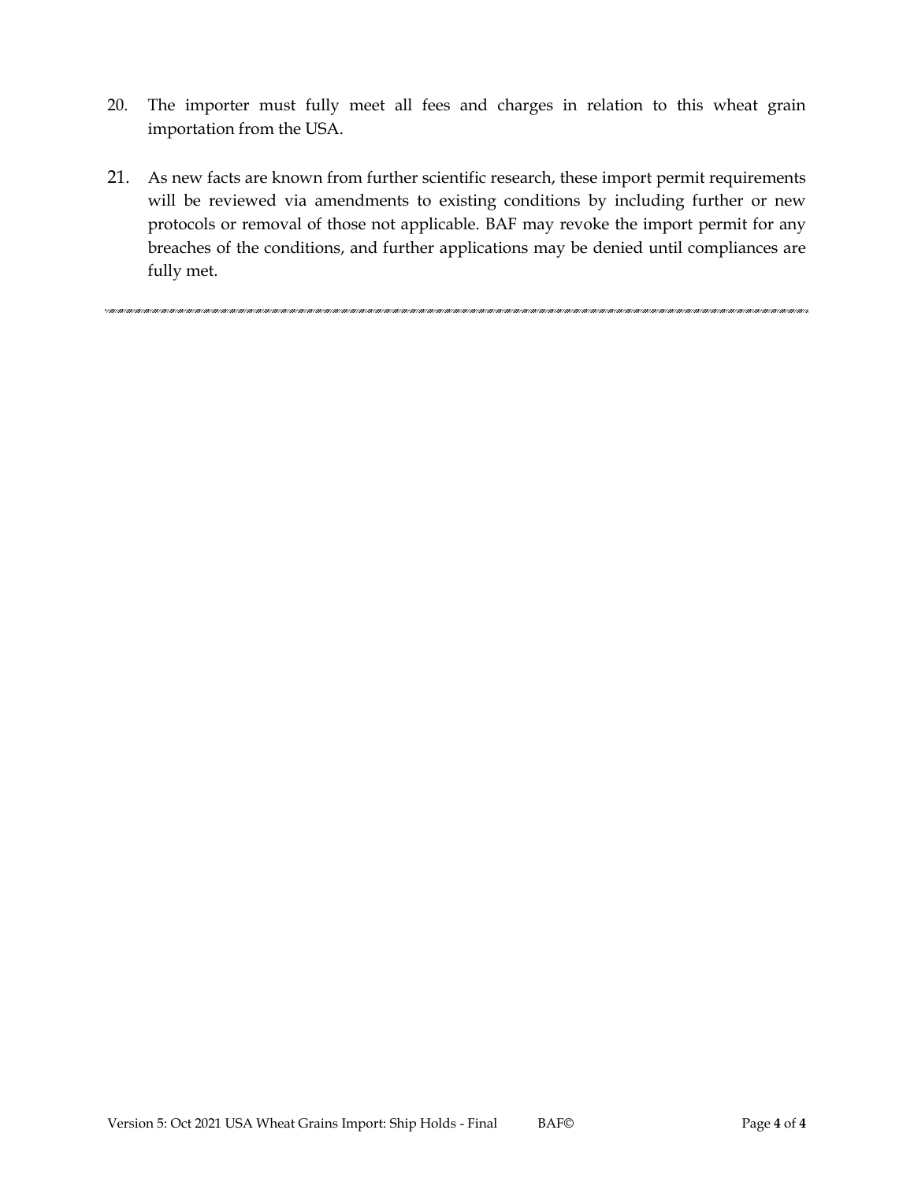20. The importer must fully meet all fees and charges in relation to this wheat grain importation from the USA.

21. As new facts are known from further scientific research, these import permit requirements will be reviewed via amendments to existing conditions by including further or new protocols or removal of those not applicable. BAF may revoke the import permit for any breaches of the conditions, and further applications may be denied until compliances are fully met.

---